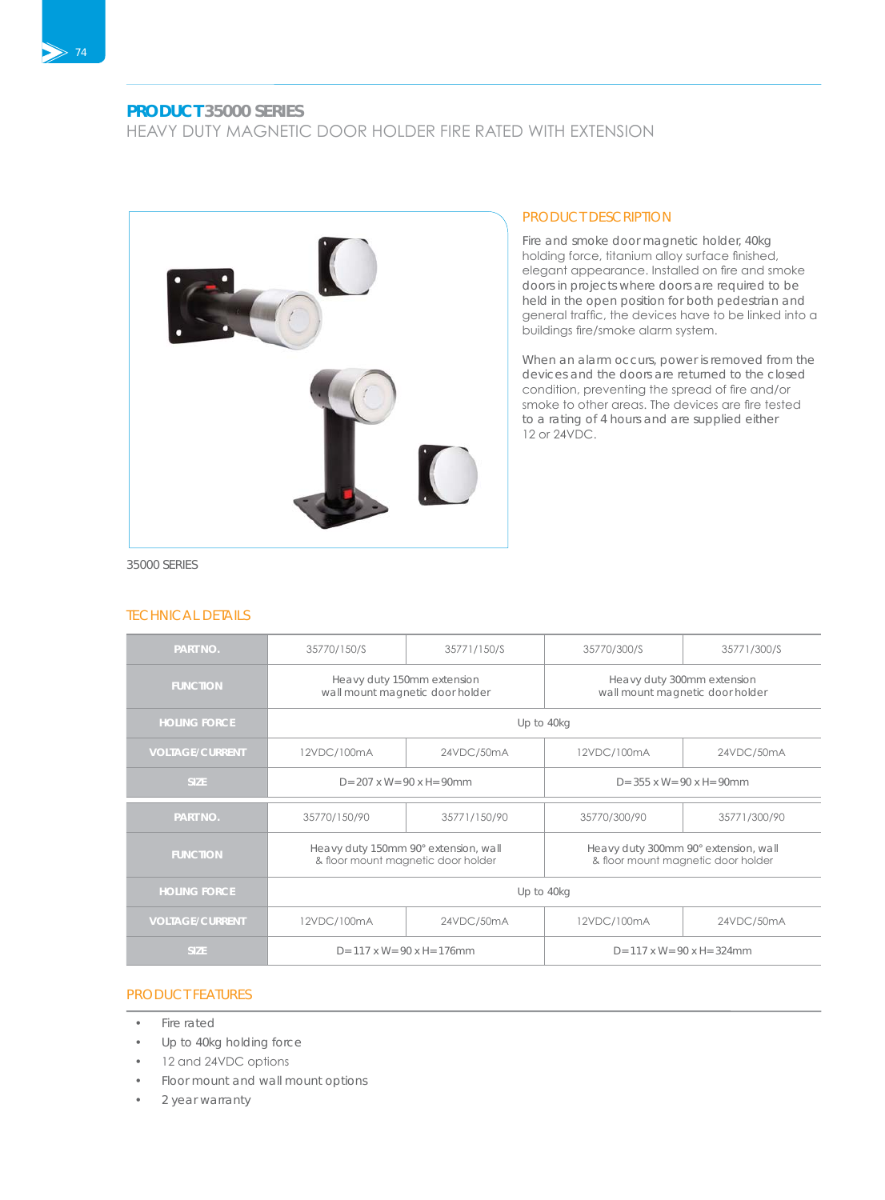## PRODUCT 35000 SERIES

HEAVY DUTY MAGNETIC DOOR HOLDER FIRE RATED WITH EXTENSION

### PRODUCT DESCRIPTION

Fire and smoke door magnetic holder, 40kg holding force, titanium alloy surface finished, elegant appearance. Installed on fire and smoke doors in projects where doors are required to be held in the open position for both pedestrian and general traffic, the devices have to be linked into a buildings fire/smoke alarm system.

When an alarm occurs, power is removed from the devices and the doors are returned to the closed condition, preventing the spread of fire and/or smoke to other areas. The devices are fire tested to a rating of 4 hours and are supplied either 12 or 24VDC.

35000 SERIES

### TECHNICAL DETAILS

| PART NO. | 35770/150/S | 35771/150/S | 35770/300/S | 35771/300/S |
|---|---|---|---|---|
| FUNCTION | Heavy duty 150mm extension wall mount magnetic door holder | | Heavy duty 300mm extension wall mount magnetic door holder | |
| HOLING FORCE | Up to 40kg | | | |
| VOLTAGE/CURRENT | 12VDC/100mA | 24VDC/50mA | 12VDC/100mA | 24VDC/50mA |
| SIZE | D=207 x W=90 x H=90mm | | D=355 x W=90 x H=90mm | |
| PART NO. | 35770/150/90 | 35771/150/90 | 35770/300/90 | 35771/300/90 |
| FUNCTION | Heavy duty 150mm 90° extension, wall & floor mount magnetic door holder | | Heavy duty 300mm 90° extension, wall & floor mount magnetic door holder | |
| HOLING FORCE | Up to 40kg | | | |
| VOLTAGE/CURRENT | 12VDC/100mA | 24VDC/50mA | 12VDC/100mA | 24VDC/50mA |
| SIZE | D=117 x W=90 x H=176mm | | D=117 x W=90 x H=324mm | |

### PRODUCT FEATURES

- Fire rated
- Up to 40kg holding force
- 12 and 24VDC options
- Floor mount and wall mount options
- 2 year warranty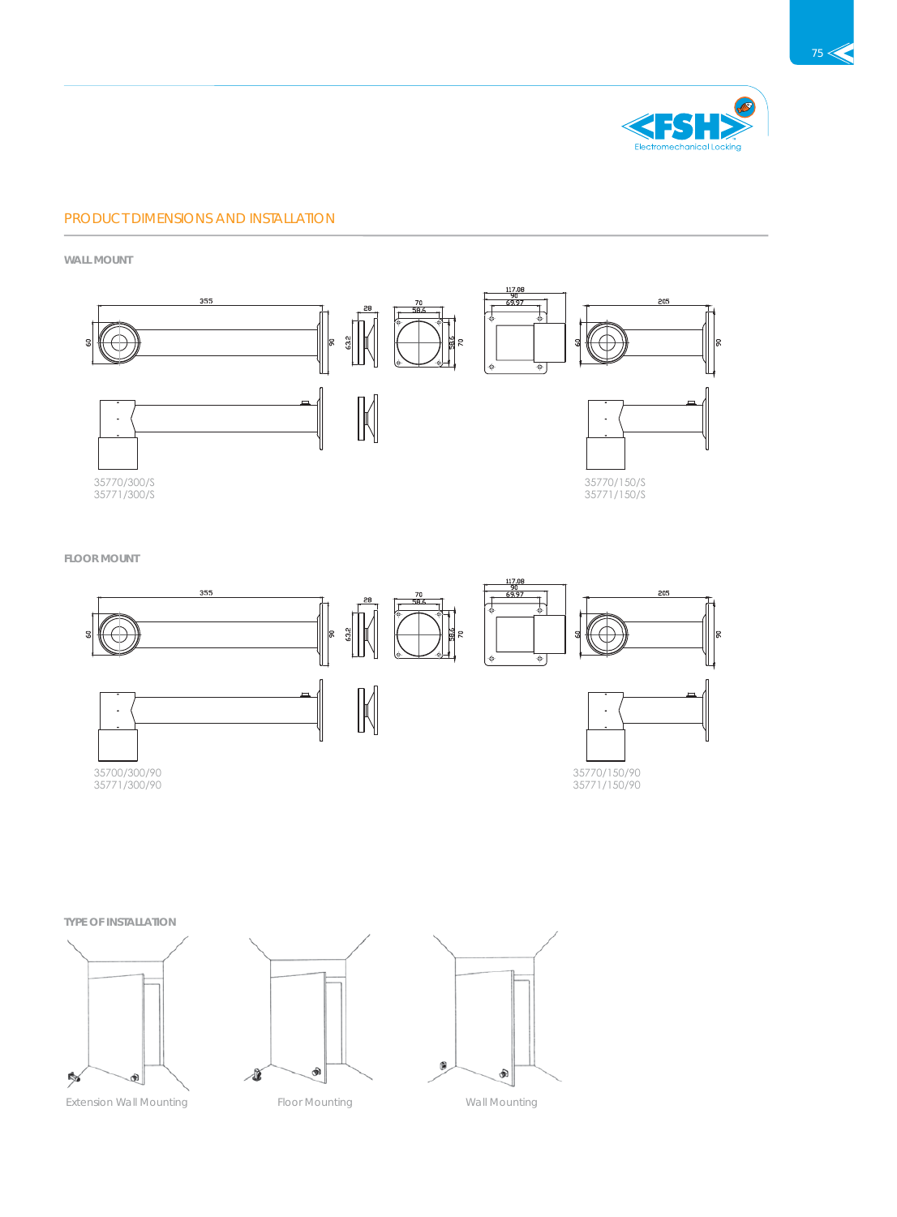## PRODUCT DIMENSIONS AND INSTALLATION

### WALL MOUNT

355
60
90
28
63.2
70
58.6
58.6
70
117.08
90
69.97
205
60
90

35770/300/S
35771/300/S

35770/150/S
35771/150/S

### FLOOR MOUNT

355
60
90
28
63.2
70
58.6
58.6
70
117.08
90
69.97
205
60
90

35700/300/90
35771/300/90

35770/150/90
35771/150/90

### TYPE OF INSTALLATION

Extension Wall Mounting

Floor Mounting

Wall Mounting